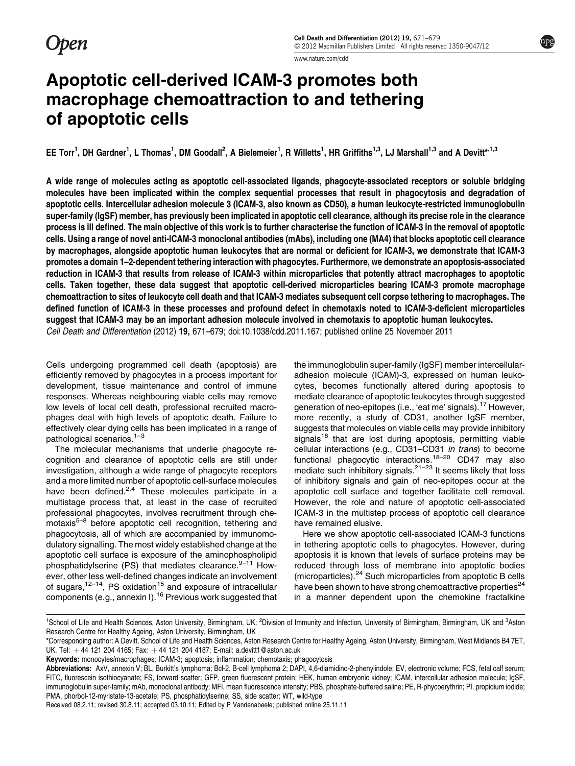# Apoptotic cell-derived ICAM-3 promotes both macrophage chemoattraction to and tethering of apoptotic cells

EE Torr[1], DH Gardner[1], L Thomas[1], DM Goodall[2], A Bielemeier[1], R Willetts[1], HR Griffiths[1,3], LJ Marshall[1,3] and A Devitt*[,1,3]

**A wide range of molecules acting as apoptotic cell-associated ligands, phagocyte-associated receptors or soluble bridging molecules have been implicated within the complex sequential processes that result in phagocytosis and degradation of apoptotic cells. Intercellular adhesion molecule 3 (ICAM-3, also known as CD50), a human leukocyte-restricted immunoglobulin super-family (IgSF) member, has previously been implicated in apoptotic cell clearance, although its precise role in the clearance process is ill defined. The main objective of this work is to further characterise the function of ICAM-3 in the removal of apoptotic cells. Using a range of novel anti-ICAM-3 monoclonal antibodies (mAbs), including one (MA4) that blocks apoptotic cell clearance by macrophages, alongside apoptotic human leukocytes that are normal or deficient for ICAM-3, we demonstrate that ICAM-3 promotes a domain 1–2-dependent tethering interaction with phagocytes. Furthermore, we demonstrate an apoptosis-associated reduction in ICAM-3 that results from release of ICAM-3 within microparticles that potently attract macrophages to apoptotic cells. Taken together, these data suggest that apoptotic cell-derived microparticles bearing ICAM-3 promote macrophage chemoattraction to sites of leukocyte cell death and that ICAM-3 mediates subsequent cell corpse tethering to macrophages. The defined function of ICAM-3 in these processes and profound defect in chemotaxis noted to ICAM-3-deficient microparticles suggest that ICAM-3 may be an important adhesion molecule involved in chemotaxis to apoptotic human leukocytes.**

*Cell Death and Differentiation* (2012) **19,** 671–679; doi:10.1038/cdd.2011.167; published online 25 November 2011

Cells undergoing programmed cell death (apoptosis) are efficiently removed by phagocytes in a process important for development, tissue maintenance and control of immune responses. Whereas neighbouring viable cells may remove low levels of local cell death, professional recruited macrophages deal with high levels of apoptotic death. Failure to effectively clear dying cells has been implicated in a range of pathological scenarios.[1–3]

The molecular mechanisms that underlie phagocyte recognition and clearance of apoptotic cells are still under investigation, although a wide range of phagocyte receptors and a more limited number of apoptotic cell-surface molecules have been defined.[2,4] These molecules participate in a multistage process that, at least in the case of recruited professional phagocytes, involves recruitment through chemotaxis[5–8] before apoptotic cell recognition, tethering and phagocytosis, all of which are accompanied by immunomodulatory signalling. The most widely established change at the apoptotic cell surface is exposure of the aminophospholipid phosphatidylserine (PS) that mediates clearance.[9–11] However, other less well-defined changes indicate an involvement of sugars,[12–14] PS oxidation[15] and exposure of intracellular components (e.g., annexin I).[16] Previous work suggested that the immunoglobulin super-family (IgSF) member intercellular-adhesion molecule (ICAM)-3, expressed on human leukocytes, becomes functionally altered during apoptosis to mediate clearance of apoptotic leukocytes through suggested generation of neo-epitopes (i.e., 'eat me' signals).[17] However, more recently, a study of CD31, another IgSF member, suggests that molecules on viable cells may provide inhibitory signals[18] that are lost during apoptosis, permitting viable cellular interactions (e.g., CD31–CD31 *in trans*) to become functional phagocytic interactions.[18–20] CD47 may also mediate such inhibitory signals.[21–23] It seems likely that loss of inhibitory signals and gain of neo-epitopes occur at the apoptotic cell surface and together facilitate cell removal. However, the role and nature of apoptotic cell-associated ICAM-3 in the multistep process of apoptotic cell clearance have remained elusive.

Here we show apoptotic cell-associated ICAM-3 functions in tethering apoptotic cells to phagocytes. However, during apoptosis it is known that levels of surface proteins may be reduced through loss of membrane into apoptotic bodies (microparticles).[24] Such microparticles from apoptotic B cells have been shown to have strong chemoattractive properties[24] in a manner dependent upon the chemokine fractalkine

---

[1]School of Life and Health Sciences, Aston University, Birmingham, UK; [2]Division of Immunity and Infection, University of Birmingham, Birmingham, UK and [3]Aston Research Centre for Healthy Ageing, Aston University, Birmingham, UK

*Corresponding author: A Devitt, School of Life and Health Sciences, Aston Research Centre for Healthy Ageing, Aston University, Birmingham, West Midlands B4 7ET, UK. Tel: +44 121 204 4165; Fax: +44 121 204 4187; E-mail: a.devitt1@aston.ac.uk

**Keywords:** monocytes/macrophages; ICAM-3; apoptosis; inflammation; chemotaxis; phagocytosis

**Abbreviations:** AxV, annexin V; BL, Burkitt's lymphoma; Bcl-2, B-cell lymphoma 2; DAPI, 4,6-diamidino-2-phenylindole; EV, electronic volume; FCS, fetal calf serum; FITC, fluorescein isothiocyanate; FS, forward scatter; GFP, green fluorescent protein; HEK, human embryonic kidney; ICAM, intercellular adhesion molecule; IgSF, immunoglobulin super-family; mAb, monoclonal antibody; MFI, mean fluorescence intensity; PBS, phosphate-buffered saline; PE, R-phycoerythrin; PI, propidium iodide; PMA, phorbol-12-myristate-13-acetate; PS, phosphatidylserine; SS, side scatter; WT, wild-type

Received 08.2.11; revised 30.8.11; accepted 03.10.11; Edited by P Vandenabeele; published online 25.11.11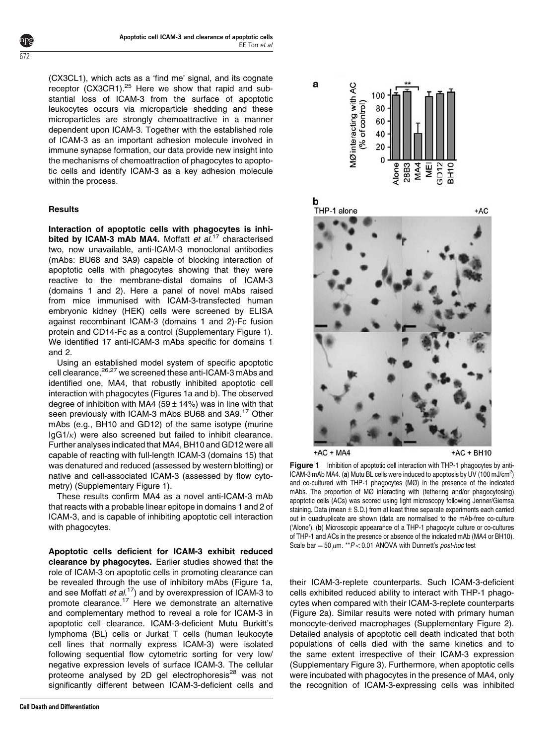(CX3CL1), which acts as a 'find me' signal, and its cognate receptor (CX3CR1).[25] Here we show that rapid and substantial loss of ICAM-3 from the surface of apoptotic leukocytes occurs via microparticle shedding and these microparticles are strongly chemoattractive in a manner dependent upon ICAM-3. Together with the established role of ICAM-3 as an important adhesion molecule involved in immune synapse formation, our data provide new insight into the mechanisms of chemoattraction of phagocytes to apoptotic cells and identify ICAM-3 as a key adhesion molecule within the process.

## Results

**Interaction of apoptotic cells with phagocytes is inhibited by ICAM-3 mAb MA4.** Moffatt *et al.*[17] characterised two, now unavailable, anti-ICAM-3 monoclonal antibodies (mAbs: BU68 and 3A9) capable of blocking interaction of apoptotic cells with phagocytes showing that they were reactive to the membrane-distal domains of ICAM-3 (domains 1 and 2). Here a panel of novel mAbs raised from mice immunised with ICAM-3-transfected human embryonic kidney (HEK) cells were screened by ELISA against recombinant ICAM-3 (domains 1 and 2)-Fc fusion protein and CD14-Fc as a control (Supplementary Figure 1). We identified 17 anti-ICAM-3 mAbs specific for domains 1 and 2.

Using an established model system of specific apoptotic cell clearance,[26,27] we screened these anti-ICAM-3 mAbs and identified one, MA4, that robustly inhibited apoptotic cell interaction with phagocytes (Figures 1a and b). The observed degree of inhibition with MA4 ($59 \pm 14\%$) was in line with that seen previously with ICAM-3 mAbs BU68 and 3A9.[17] Other mAbs (e.g., BH10 and GD12) of the same isotype (murine IgG1/$\kappa$) were also screened but failed to inhibit clearance. Further analyses indicated that MA4, BH10 and GD12 were all capable of reacting with full-length ICAM-3 (domains 15) that was denatured and reduced (assessed by western blotting) or native and cell-associated ICAM-3 (assessed by flow cytometry) (Supplementary Figure 1).

These results confirm MA4 as a novel anti-ICAM-3 mAb that reacts with a probable linear epitope in domains 1 and 2 of ICAM-3, and is capable of inhibiting apoptotic cell interaction with phagocytes.

**Figure 1** Inhibition of apoptotic cell interaction with THP-1 phagocytes by anti-ICAM-3 mAb MA4. (**a**) Mutu BL cells were induced to apoptosis by UV (100 mJ/cm$^2$) and co-cultured with THP-1 phagocytes (MØ) in the presence of the indicated mAbs. The proportion of MØ interacting with (tethering and/or phagocytosing) apoptotic cells (ACs) was scored using light microscopy following Jenner/Giemsa staining. Data (mean $\pm$ S.D.) from at least three separate experiments each carried out in quadruplicate are shown (data are normalised to the mAb-free co-culture ('Alone'). (**b**) Microscopic appearance of a THP-1 phagocyte culture or co-cultures of THP-1 and ACs in the presence or absence of the indicated mAb (MA4 or BH10). Scale bar = 50 $\mu$m. \*\*$P < 0.01$ ANOVA with Dunnett's *post-hoc* test

**Apoptotic cells deficient for ICAM-3 exhibit reduced clearance by phagocytes.** Earlier studies showed that the role of ICAM-3 on apoptotic cells in promoting clearance can be revealed through the use of inhibitory mAbs (Figure 1a, and see Moffatt *et al.*[17]) and by overexpression of ICAM-3 to promote clearance.[17] Here we demonstrate an alternative and complementary method to reveal a role for ICAM-3 in apoptotic cell clearance. ICAM-3-deficient Mutu Burkitt's lymphoma (BL) cells or Jurkat T cells (human leukocyte cell lines that normally express ICAM-3) were isolated following sequential flow cytometric sorting for very low/negative expression levels of surface ICAM-3. The cellular proteome analysed by 2D gel electrophoresis[28] was not significantly different between ICAM-3-deficient cells and their ICAM-3-replete counterparts. Such ICAM-3-deficient cells exhibited reduced ability to interact with THP-1 phagocytes when compared with their ICAM-3-replete counterparts (Figure 2a). Similar results were noted with primary human monocyte-derived macrophages (Supplementary Figure 2). Detailed analysis of apoptotic cell death indicated that both populations of cells died with the same kinetics and to the same extent irrespective of their ICAM-3 expression (Supplementary Figure 3). Furthermore, when apoptotic cells were incubated with phagocytes in the presence of MA4, only the recognition of ICAM-3-expressing cells was inhibited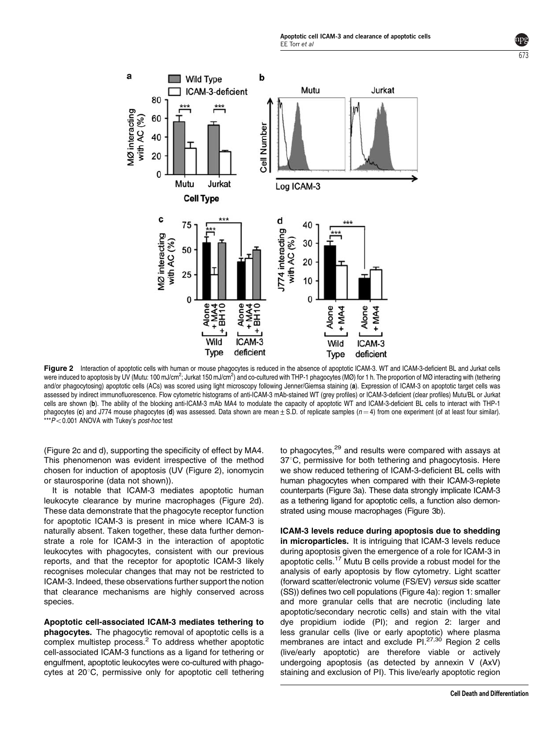**Figure 2** Interaction of apoptotic cells with human or mouse phagocytes is reduced in the absence of apoptotic ICAM-3. WT and ICAM-3-deficient BL and Jurkat cells were induced to apoptosis by UV (Mutu: 100 mJ/cm$^2$; Jurkat 150 mJ/cm$^2$) and co-cultured with THP-1 phagocytes (MØ) for 1 h. The proportion of MØ interacting with (tethering and/or phagocytosing) apoptotic cells (ACs) was scored using light microscopy following Jenner/Giemsa staining (**a**). Expression of ICAM-3 on apoptotic target cells was assessed by indirect immunofluorescence. Flow cytometric histograms of anti-ICAM-3 mAb-stained WT (grey profiles) or ICAM-3-deficient (clear profiles) Mutu/BL or Jurkat cells are shown (**b**). The ability of the blocking anti-ICAM-3 mAb MA4 to modulate the capacity of apoptotic WT and ICAM-3-deficient BL cells to interact with THP-1 phagocytes (**c**) and J774 mouse phagocytes (**d**) was assessed. Data shown are mean ± S.D. of replicate samples ($n = 4$) from one experiment (of at least four similar). ***$P < 0.001$ ANOVA with Tukey's *post-hoc* test

(Figure 2c and d), supporting the specificity of effect by MA4. This phenomenon was evident irrespective of the method chosen for induction of apoptosis (UV (Figure 2), ionomycin or staurosporine (data not shown)).

It is notable that ICAM-3 mediates apoptotic human leukocyte clearance by murine macrophages (Figure 2d). These data demonstrate that the phagocyte receptor function for apoptotic ICAM-3 is present in mice where ICAM-3 is naturally absent. Taken together, these data further demonstrate a role for ICAM-3 in the interaction of apoptotic leukocytes with phagocytes, consistent with our previous reports, and that the receptor for apoptotic ICAM-3 likely recognises molecular changes that may not be restricted to ICAM-3. Indeed, these observations further support the notion that clearance mechanisms are highly conserved across species.

**Apoptotic cell-associated ICAM-3 mediates tethering to phagocytes.** The phagocytic removal of apoptotic cells is a complex multistep process.[2] To address whether apoptotic cell-associated ICAM-3 functions as a ligand for tethering or engulfment, apoptotic leukocytes were co-cultured with phagocytes at 20°C, permissive only for apoptotic cell tethering to phagocytes,[29] and results were compared with assays at 37°C, permissive for both tethering and phagocytosis. Here we show reduced tethering of ICAM-3-deficient BL cells with human phagocytes when compared with their ICAM-3-replete counterparts (Figure 3a). These data strongly implicate ICAM-3 as a tethering ligand for apoptotic cells, a function also demonstrated using mouse macrophages (Figure 3b).

**ICAM-3 levels reduce during apoptosis due to shedding in microparticles.** It is intriguing that ICAM-3 levels reduce during apoptosis given the emergence of a role for ICAM-3 in apoptotic cells.[17] Mutu B cells provide a robust model for the analysis of early apoptosis by flow cytometry. Light scatter (forward scatter/electronic volume (FS/EV) *versus* side scatter (SS)) defines two cell populations (Figure 4a): region 1: smaller and more granular cells that are necrotic (including late apoptotic/secondary necrotic cells) and stain with the vital dye propidium iodide (PI); and region 2: larger and less granular cells (live or early apoptotic) where plasma membranes are intact and exclude PI.[27,30] Region 2 cells (live/early apoptotic) are therefore viable or actively undergoing apoptosis (as detected by annexin V (AxV) staining and exclusion of PI). This live/early apoptotic region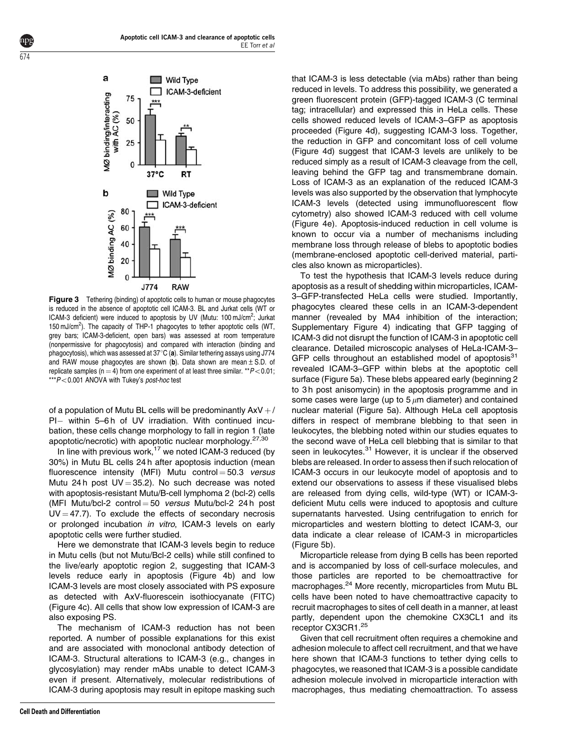**Figure 3** Tethering (binding) of apoptotic cells to human or mouse phagocytes is reduced in the absence of apoptotic cell ICAM-3. BL and Jurkat cells (WT or ICAM-3 deficient) were induced to apoptosis by UV (Mutu: 100 mJ/cm$^2$; Jurkat 150 mJ/cm$^2$). The capacity of THP-1 phagocytes to tether apoptotic cells (WT, grey bars; ICAM-3-deficient, open bars) was assessed at room temperature (nonpermissive for phagocytosis) and compared with interaction (binding and phagocytosis), which was assessed at 37°C (**a**). Similar tethering assays using J774 and RAW mouse phagocytes are shown (**b**). Data shown are mean ± S.D. of replicate samples (n = 4) from one experiment of at least three similar. **$P < 0.01$; ***$P < 0.001$ ANOVA with Tukey's *post-hoc* test

of a population of Mutu BL cells will be predominantly AxV +/PI− within 5–6 h of UV irradiation. With continued incubation, these cells change morphology to fall in region 1 (late apoptotic/necrotic) with apoptotic nuclear morphology.[27,30]

In line with previous work,[17] we noted ICAM-3 reduced (by 30%) in Mutu BL cells 24 h after apoptosis induction (mean fluorescence intensity (MFI) Mutu control = 50.3 *versus* Mutu 24 h post UV = 35.2). No such decrease was noted with apoptosis-resistant Mutu/B-cell lymphoma 2 (bcl-2) cells (MFI Mutu/bcl-2 control = 50 *versus* Mutu/bcl-2 24 h post UV = 47.7). To exclude the effects of secondary necrosis or prolonged incubation *in vitro*, ICAM-3 levels on early apoptotic cells were further studied.

Here we demonstrate that ICAM-3 levels begin to reduce in Mutu cells (but not Mutu/Bcl-2 cells) while still confined to the live/early apoptotic region 2, suggesting that ICAM-3 levels reduce early in apoptosis (Figure 4b) and low ICAM-3 levels are most closely associated with PS exposure as detected with AxV-fluorescein isothiocyanate (FITC) (Figure 4c). All cells that show low expression of ICAM-3 are also exposing PS.

The mechanism of ICAM-3 reduction has not been reported. A number of possible explanations for this exist and are associated with monoclonal antibody detection of ICAM-3. Structural alterations to ICAM-3 (e.g., changes in glycosylation) may render mAbs unable to detect ICAM-3 even if present. Alternatively, molecular redistributions of ICAM-3 during apoptosis may result in epitope masking such that ICAM-3 is less detectable (via mAbs) rather than being reduced in levels. To address this possibility, we generated a green fluorescent protein (GFP)-tagged ICAM-3 (C terminal tag; intracellular) and expressed this in HeLa cells. These cells showed reduced levels of ICAM-3–GFP as apoptosis proceeded (Figure 4d), suggesting ICAM-3 loss. Together, the reduction in GFP and concomitant loss of cell volume (Figure 4d) suggest that ICAM-3 levels are unlikely to be reduced simply as a result of ICAM-3 cleavage from the cell, leaving behind the GFP tag and transmembrane domain. Loss of ICAM-3 as an explanation of the reduced ICAM-3 levels was also supported by the observation that lymphocyte ICAM-3 levels (detected using immunofluorescent flow cytometry) also showed ICAM-3 reduced with cell volume (Figure 4e). Apoptosis-induced reduction in cell volume is known to occur via a number of mechanisms including membrane loss through release of blebs to apoptotic bodies (membrane-enclosed apoptotic cell-derived material, particles also known as microparticles).

To test the hypothesis that ICAM-3 levels reduce during apoptosis as a result of shedding within microparticles, ICAM-3–GFP-transfected HeLa cells were studied. Importantly, phagocytes cleared these cells in an ICAM-3-dependent manner (revealed by MA4 inhibition of the interaction; Supplementary Figure 4) indicating that GFP tagging of ICAM-3 did not disrupt the function of ICAM-3 in apoptotic cell clearance. Detailed microscopic analyses of HeLa-ICAM-3–GFP cells throughout an established model of apoptosis[31] revealed ICAM-3–GFP within blebs at the apoptotic cell surface (Figure 5a). These blebs appeared early (beginning 2 to 3 h post anisomycin) in the apoptosis programme and in some cases were large (up to 5 $\mu$m diameter) and contained nuclear material (Figure 5a). Although HeLa cell apoptosis differs in respect of membrane blebbing to that seen in leukocytes, the blebbing noted within our studies equates to the second wave of HeLa cell blebbing that is similar to that seen in leukocytes.[31] However, it is unclear if the observed blebs are released. In order to assess then if such relocation of ICAM-3 occurs in our leukocyte model of apoptosis and to extend our observations to assess if these visualised blebs are released from dying cells, wild-type (WT) or ICAM-3-deficient Mutu cells were induced to apoptosis and culture supernatants harvested. Using centrifugation to enrich for microparticles and western blotting to detect ICAM-3, our data indicate a clear release of ICAM-3 in microparticles (Figure 5b).

Microparticle release from dying B cells has been reported and is accompanied by loss of cell-surface molecules, and those particles are reported to be chemoattractive for macrophages.[24] More recently, microparticles from Mutu BL cells have been noted to have chemoattractive capacity to recruit macrophages to sites of cell death in a manner, at least partly, dependent upon the chemokine CX3CL1 and its receptor CX3CR1.[25]

Given that cell recruitment often requires a chemokine and adhesion molecule to affect cell recruitment, and that we have here shown that ICAM-3 functions to tether dying cells to phagocytes, we reasoned that ICAM-3 is a possible candidate adhesion molecule involved in microparticle interaction with macrophages, thus mediating chemoattraction. To assess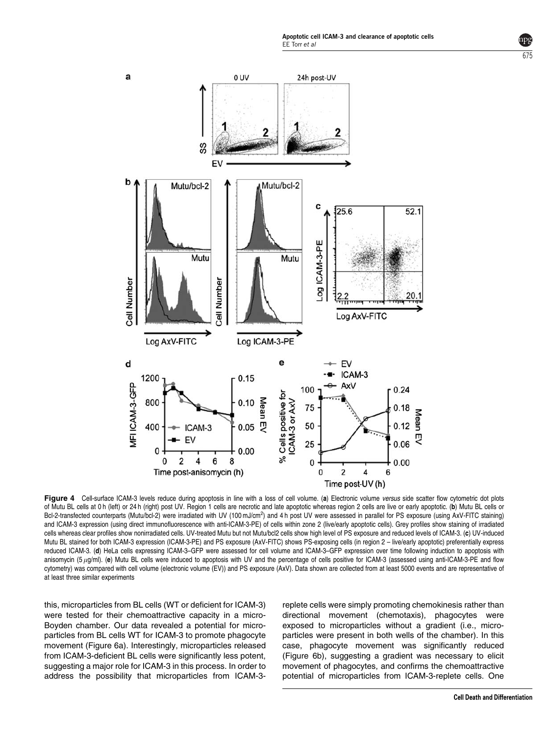**Figure 4** Cell-surface ICAM-3 levels reduce during apoptosis in line with a loss of cell volume. (**a**) Electronic volume *versus* side scatter flow cytometric dot plots of Mutu BL cells at 0 h (left) or 24 h (right) post UV. Region 1 cells are necrotic and late apoptotic whereas region 2 cells are live or early apoptotic. (**b**) Mutu BL cells or Bcl-2-transfected counterparts (Mutu/bcl-2) were irradiated with UV (100 mJ/cm$^2$) and 4 h post UV were assessed in parallel for PS exposure (using AxV-FITC staining) and ICAM-3 expression (using direct immunofluorescence with anti-ICAM-3-PE) of cells within zone 2 (live/early apoptotic cells). Grey profiles show staining of irradiated cells whereas clear profiles show nonirradiated cells. UV-treated Mutu but not Mutu/bcl2 cells show high level of PS exposure and reduced levels of ICAM-3. (**c**) UV-induced Mutu BL stained for both ICAM-3 expression (ICAM-3-PE) and PS exposure (AxV-FITC) shows PS-exposing cells (in region 2 – live/early apoptotic) preferentially express reduced ICAM-3. (**d**) HeLa cells expressing ICAM-3–GFP were assessed for cell volume and ICAM-3–GFP expression over time following induction to apoptosis with anisomycin (5 $\mu$g/ml). (**e**) Mutu BL cells were induced to apoptosis with UV and the percentage of cells positive for ICAM-3 (assessed using anti-ICAM-3-PE and flow cytometry) was compared with cell volume (electronic volume (EV)) and PS exposure (AxV). Data shown are collected from at least 5000 events and are representative of at least three similar experiments

this, microparticles from BL cells (WT or deficient for ICAM-3) were tested for their chemoattractive capacity in a micro-Boyden chamber. Our data revealed a potential for microparticles from BL cells WT for ICAM-3 to promote phagocyte movement (Figure 6a). Interestingly, microparticles released from ICAM-3-deficient BL cells were significantly less potent, suggesting a major role for ICAM-3 in this process. In order to address the possibility that microparticles from ICAM-3-replete cells were simply promoting chemokinesis rather than directional movement (chemotaxis), phagocytes were exposed to microparticles without a gradient (i.e., microparticles were present in both wells of the chamber). In this case, phagocyte movement was significantly reduced (Figure 6b), suggesting a gradient was necessary to elicit movement of phagocytes, and confirms the chemoattractive potential of microparticles from ICAM-3-replete cells. One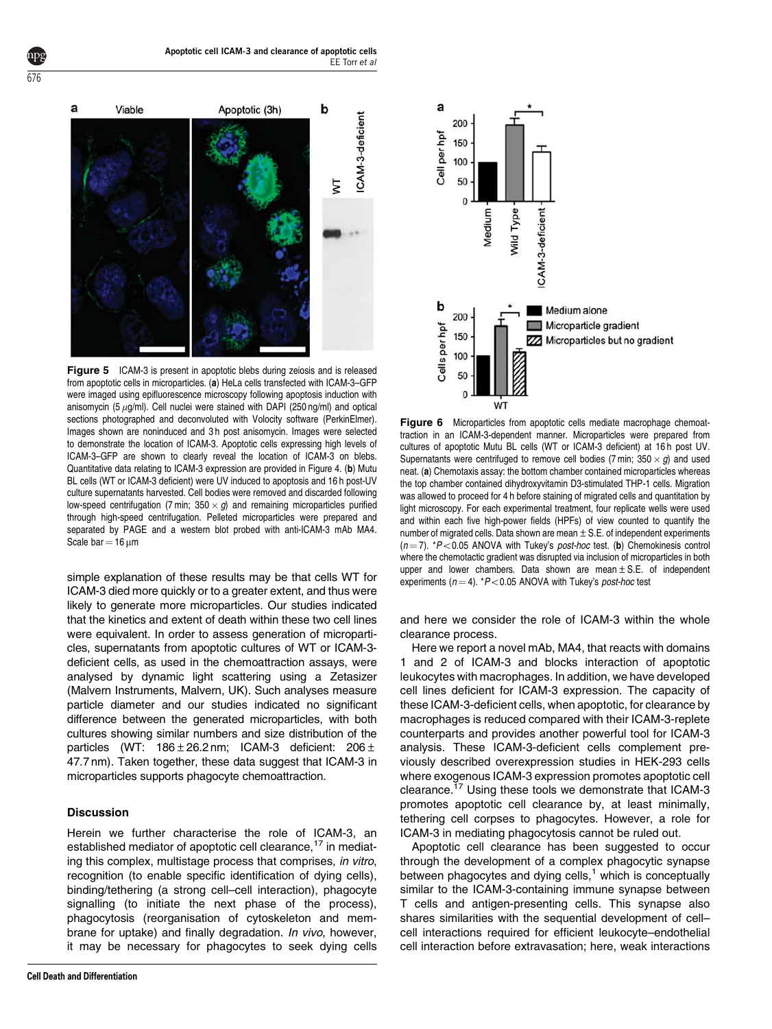**Figure 5** ICAM-3 is present in apoptotic blebs during zeiosis and is released from apoptotic cells in microparticles. (**a**) HeLa cells transfected with ICAM-3–GFP were imaged using epifluorescence microscopy following apoptosis induction with anisomycin (5 $\mu$g/ml). Cell nuclei were stained with DAPI (250 ng/ml) and optical sections photographed and deconvoluted with Volocity software (PerkinElmer). Images shown are noninduced and 3 h post anisomycin. Images were selected to demonstrate the location of ICAM-3. Apoptotic cells expressing high levels of ICAM-3–GFP are shown to clearly reveal the location of ICAM-3 on blebs. Quantitative data relating to ICAM-3 expression are provided in Figure 4. (**b**) Mutu BL cells (WT or ICAM-3 deficient) were UV induced to apoptosis and 16 h post-UV culture supernatants harvested. Cell bodies were removed and discarded following low-speed centrifugation (7 min; 350 × *g*) and remaining microparticles purified through high-speed centrifugation. Pelleted microparticles were prepared and separated by PAGE and a western blot probed with anti-ICAM-3 mAb MA4. Scale bar = 16 $\mu$m

simple explanation of these results may be that cells WT for ICAM-3 died more quickly or to a greater extent, and thus were likely to generate more microparticles. Our studies indicated that the kinetics and extent of death within these two cell lines were equivalent. In order to assess generation of microparticles, supernatants from apoptotic cultures of WT or ICAM-3-deficient cells, as used in the chemoattraction assays, were analysed by dynamic light scattering using a Zetasizer (Malvern Instruments, Malvern, UK). Such analyses measure particle diameter and our studies indicated no significant difference between the generated microparticles, with both cultures showing similar numbers and size distribution of the particles (WT: 186 ± 26.2 nm; ICAM-3 deficient: 206 ± 47.7 nm). Taken together, these data suggest that ICAM-3 in microparticles supports phagocyte chemoattraction.

## Discussion

Herein we further characterise the role of ICAM-3, an established mediator of apoptotic cell clearance,[17] in mediating this complex, multistage process that comprises, *in vitro*, recognition (to enable specific identification of dying cells), binding/tethering (a strong cell–cell interaction), phagocyte signalling (to initiate the next phase of the process), phagocytosis (reorganisation of cytoskeleton and membrane for uptake) and finally degradation. *In vivo*, however, it may be necessary for phagocytes to seek dying cells and here we consider the role of ICAM-3 within the whole clearance process.

Here we report a novel mAb, MA4, that reacts with domains 1 and 2 of ICAM-3 and blocks interaction of apoptotic leukocytes with macrophages. In addition, we have developed cell lines deficient for ICAM-3 expression. The capacity of these ICAM-3-deficient cells, when apoptotic, for clearance by macrophages is reduced compared with their ICAM-3-replete counterparts and provides another powerful tool for ICAM-3 analysis. These ICAM-3-deficient cells complement previously described overexpression studies in HEK-293 cells where exogenous ICAM-3 expression promotes apoptotic cell clearance.[17] Using these tools we demonstrate that ICAM-3 promotes apoptotic cell clearance by, at least minimally, tethering cell corpses to phagocytes. However, a role for ICAM-3 in mediating phagocytosis cannot be ruled out.

Apoptotic cell clearance has been suggested to occur through the development of a complex phagocytic synapse between phagocytes and dying cells,[1] which is conceptually similar to the ICAM-3-containing immune synapse between T cells and antigen-presenting cells. This synapse also shares similarities with the sequential development of cell–cell interactions required for efficient leukocyte–endothelial cell interaction before extravasation; here, weak interactions

**Figure 6** Microparticles from apoptotic cells mediate macrophage chemoattraction in an ICAM-3-dependent manner. Microparticles were prepared from cultures of apoptotic Mutu BL cells (WT or ICAM-3 deficient) at 16 h post UV. Supernatants were centrifuged to remove cell bodies (7 min; 350 × *g*) and used neat. (**a**) Chemotaxis assay: the bottom chamber contained microparticles whereas the top chamber contained dihydroxyvitamin D3-stimulated THP-1 cells. Migration was allowed to proceed for 4 h before staining of migrated cells and quantitation by light microscopy. For each experimental treatment, four replicate wells were used and within each five high-power fields (HPFs) of view counted to quantify the number of migrated cells. Data shown are mean ± S.E. of independent experiments ($n = 7$). *$P < 0.05$ ANOVA with Tukey's *post-hoc* test. (**b**) Chemokinesis control where the chemotactic gradient was disrupted via inclusion of microparticles in both upper and lower chambers. Data shown are mean ± S.E. of independent experiments ($n = 4$). *$P < 0.05$ ANOVA with Tukey's *post-hoc* test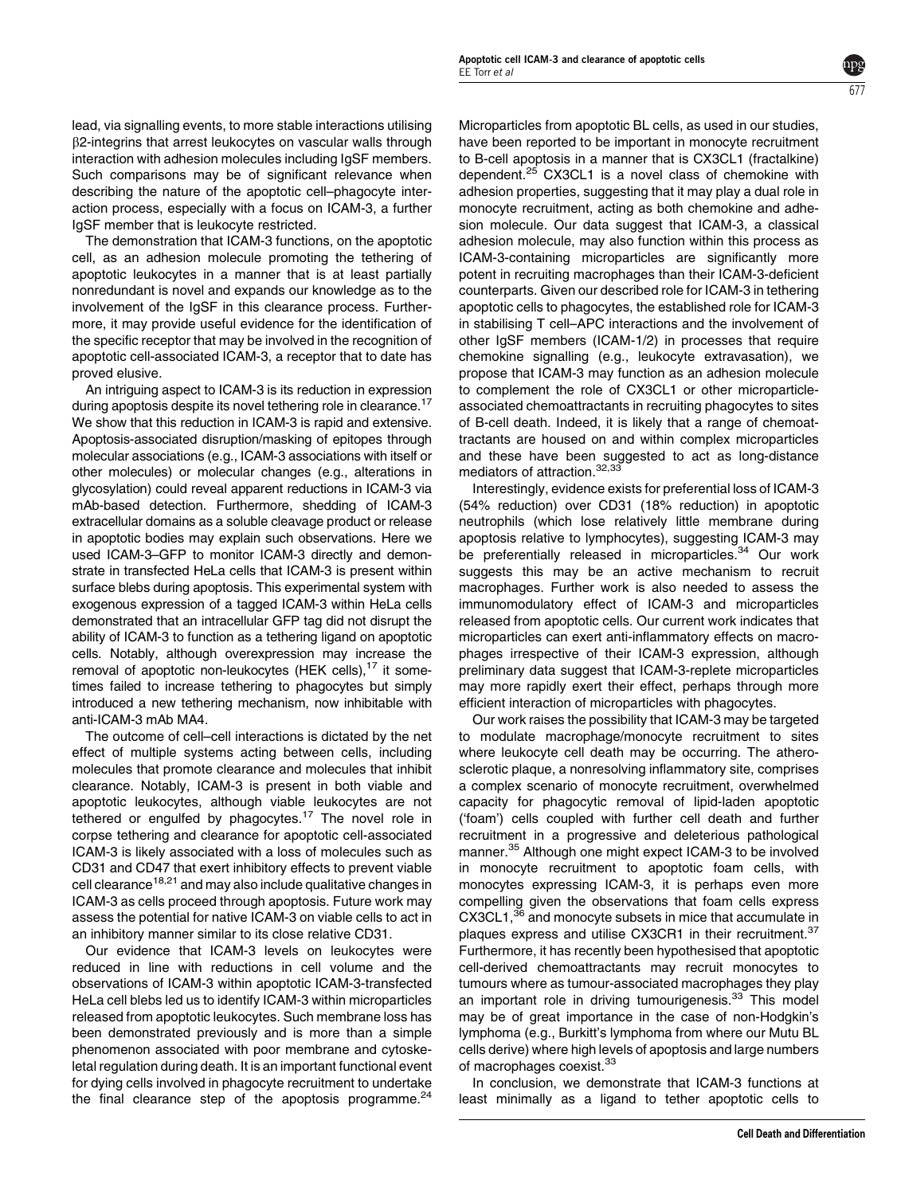lead, via signalling events, to more stable interactions utilising β2-integrins that arrest leukocytes on vascular walls through interaction with adhesion molecules including IgSF members. Such comparisons may be of significant relevance when describing the nature of the apoptotic cell–phagocyte interaction process, especially with a focus on ICAM-3, a further IgSF member that is leukocyte restricted.

The demonstration that ICAM-3 functions, on the apoptotic cell, as an adhesion molecule promoting the tethering of apoptotic leukocytes in a manner that is at least partially nonredundant is novel and expands our knowledge as to the involvement of the IgSF in this clearance process. Furthermore, it may provide useful evidence for the identification of the specific receptor that may be involved in the recognition of apoptotic cell-associated ICAM-3, a receptor that to date has proved elusive.

An intriguing aspect to ICAM-3 is its reduction in expression during apoptosis despite its novel tethering role in clearance.[17] We show that this reduction in ICAM-3 is rapid and extensive. Apoptosis-associated disruption/masking of epitopes through molecular associations (e.g., ICAM-3 associations with itself or other molecules) or molecular changes (e.g., alterations in glycosylation) could reveal apparent reductions in ICAM-3 via mAb-based detection. Furthermore, shedding of ICAM-3 extracellular domains as a soluble cleavage product or release in apoptotic bodies may explain such observations. Here we used ICAM-3–GFP to monitor ICAM-3 directly and demonstrate in transfected HeLa cells that ICAM-3 is present within surface blebs during apoptosis. This experimental system with exogenous expression of a tagged ICAM-3 within HeLa cells demonstrated that an intracellular GFP tag did not disrupt the ability of ICAM-3 to function as a tethering ligand on apoptotic cells. Notably, although overexpression may increase the removal of apoptotic non-leukocytes (HEK cells),[17] it sometimes failed to increase tethering to phagocytes but simply introduced a new tethering mechanism, now inhibitable with anti-ICAM-3 mAb MA4.

The outcome of cell–cell interactions is dictated by the net effect of multiple systems acting between cells, including molecules that promote clearance and molecules that inhibit clearance. Notably, ICAM-3 is present in both viable and apoptotic leukocytes, although viable leukocytes are not tethered or engulfed by phagocytes.[17] The novel role in corpse tethering and clearance for apoptotic cell-associated ICAM-3 is likely associated with a loss of molecules such as CD31 and CD47 that exert inhibitory effects to prevent viable cell clearance[18,21] and may also include qualitative changes in ICAM-3 as cells proceed through apoptosis. Future work may assess the potential for native ICAM-3 on viable cells to act in an inhibitory manner similar to its close relative CD31.

Our evidence that ICAM-3 levels on leukocytes were reduced in line with reductions in cell volume and the observations of ICAM-3 within apoptotic ICAM-3-transfected HeLa cell blebs led us to identify ICAM-3 within microparticles released from apoptotic leukocytes. Such membrane loss has been demonstrated previously and is more than a simple phenomenon associated with poor membrane and cytoskeletal regulation during death. It is an important functional event for dying cells involved in phagocyte recruitment to undertake the final clearance step of the apoptosis programme.[24] Microparticles from apoptotic BL cells, as used in our studies, have been reported to be important in monocyte recruitment to B-cell apoptosis in a manner that is CX3CL1 (fractalkine) dependent.[25] CX3CL1 is a novel class of chemokine with adhesion properties, suggesting that it may play a dual role in monocyte recruitment, acting as both chemokine and adhesion molecule. Our data suggest that ICAM-3, a classical adhesion molecule, may also function within this process as ICAM-3-containing microparticles are significantly more potent in recruiting macrophages than their ICAM-3-deficient counterparts. Given our described role for ICAM-3 in tethering apoptotic cells to phagocytes, the established role for ICAM-3 in stabilising T cell–APC interactions and the involvement of other IgSF members (ICAM-1/2) in processes that require chemokine signalling (e.g., leukocyte extravasation), we propose that ICAM-3 may function as an adhesion molecule to complement the role of CX3CL1 or other microparticle-associated chemoattractants in recruiting phagocytes to sites of B-cell death. Indeed, it is likely that a range of chemoattractants are housed on and within complex microparticles and these have been suggested to act as long-distance mediators of attraction.[32,33]

Interestingly, evidence exists for preferential loss of ICAM-3 (54% reduction) over CD31 (18% reduction) in apoptotic neutrophils (which lose relatively little membrane during apoptosis relative to lymphocytes), suggesting ICAM-3 may be preferentially released in microparticles.[34] Our work suggests this may be an active mechanism to recruit macrophages. Further work is also needed to assess the immunomodulatory effect of ICAM-3 and microparticles released from apoptotic cells. Our current work indicates that microparticles can exert anti-inflammatory effects on macrophages irrespective of their ICAM-3 expression, although preliminary data suggest that ICAM-3-replete microparticles may more rapidly exert their effect, perhaps through more efficient interaction of microparticles with phagocytes.

Our work raises the possibility that ICAM-3 may be targeted to modulate macrophage/monocyte recruitment to sites where leukocyte cell death may be occurring. The atherosclerotic plaque, a nonresolving inflammatory site, comprises a complex scenario of monocyte recruitment, overwhelmed capacity for phagocytic removal of lipid-laden apoptotic ('foam') cells coupled with further cell death and further recruitment in a progressive and deleterious pathological manner.[35] Although one might expect ICAM-3 to be involved in monocyte recruitment to apoptotic foam cells, with monocytes expressing ICAM-3, it is perhaps even more compelling given the observations that foam cells express CX3CL1,[36] and monocyte subsets in mice that accumulate in plaques express and utilise CX3CR1 in their recruitment.[37] Furthermore, it has recently been hypothesised that apoptotic cell-derived chemoattractants may recruit monocytes to tumours where as tumour-associated macrophages they play an important role in driving tumourigenesis.[33] This model may be of great importance in the case of non-Hodgkin's lymphoma (e.g., Burkitt's lymphoma from where our Mutu BL cells derive) where high levels of apoptosis and large numbers of macrophages coexist.[33]

In conclusion, we demonstrate that ICAM-3 functions at least minimally as a ligand to tether apoptotic cells to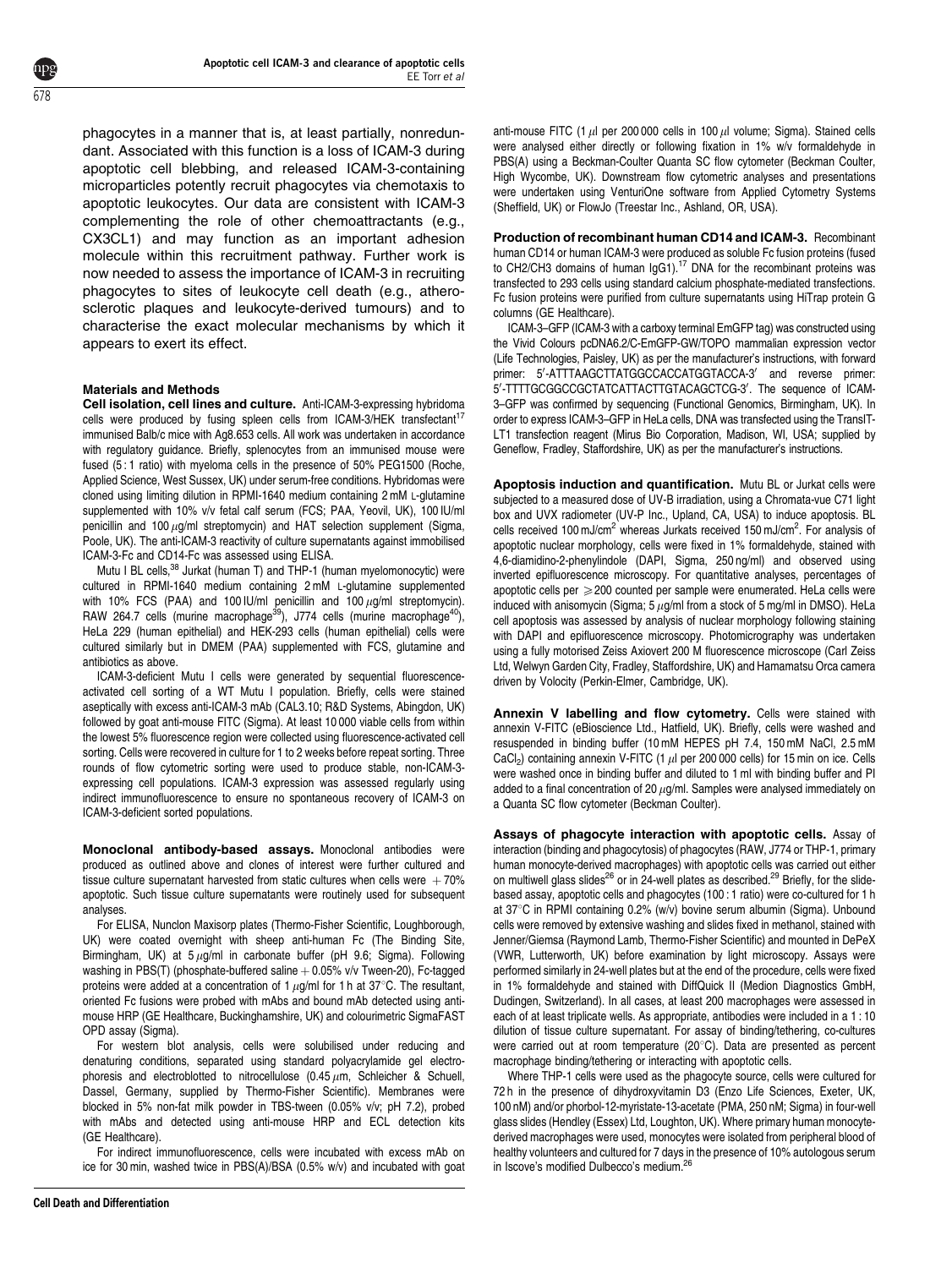phagocytes in a manner that is, at least partially, nonredundant. Associated with this function is a loss of ICAM-3 during apoptotic cell blebbing, and released ICAM-3-containing microparticles potently recruit phagocytes via chemotaxis to apoptotic leukocytes. Our data are consistent with ICAM-3 complementing the role of other chemoattractants (e.g., CX3CL1) and may function as an important adhesion molecule within this recruitment pathway. Further work is now needed to assess the importance of ICAM-3 in recruiting phagocytes to sites of leukocyte cell death (e.g., atherosclerotic plaques and leukocyte-derived tumours) and to characterise the exact molecular mechanisms by which it appears to exert its effect.

## Materials and Methods

**Cell isolation, cell lines and culture.** Anti-ICAM-3-expressing hybridoma cells were produced by fusing spleen cells from ICAM-3/HEK transfectant[17] immunised Balb/c mice with Ag8.653 cells. All work was undertaken in accordance with regulatory guidance. Briefly, splenocytes from an immunised mouse were fused (5 : 1 ratio) with myeloma cells in the presence of 50% PEG1500 (Roche, Applied Science, West Sussex, UK) under serum-free conditions. Hybridomas were cloned using limiting dilution in RPMI-1640 medium containing 2 mM L-glutamine supplemented with 10% v/v fetal calf serum (FCS; PAA, Yeovil, UK), 100 IU/ml penicillin and 100 $\mu$g/ml streptomycin) and HAT selection supplement (Sigma, Poole, UK). The anti-ICAM-3 reactivity of culture supernatants against immobilised ICAM-3-Fc and CD14-Fc was assessed using ELISA.

Mutu I BL cells,[38] Jurkat (human T) and THP-1 (human myelomonocytic) were cultured in RPMI-1640 medium containing 2 mM L-glutamine supplemented with 10% FCS (PAA) and 100 IU/ml penicillin and 100 $\mu$g/ml streptomycin). RAW 264.7 cells (murine macrophage[39]), J774 cells (murine macrophage[40]), HeLa 229 (human epithelial) and HEK-293 cells (human epithelial) cells were cultured similarly but in DMEM (PAA) supplemented with FCS, glutamine and antibiotics as above.

ICAM-3-deficient Mutu I cells were generated by sequential fluorescence-activated cell sorting of a WT Mutu I population. Briefly, cells were stained aseptically with excess anti-ICAM-3 mAb (CAL3.10; R&D Systems, Abingdon, UK) followed by goat anti-mouse FITC (Sigma). At least 10 000 viable cells from within the lowest 5% fluorescence region were collected using fluorescence-activated cell sorting. Cells were recovered in culture for 1 to 2 weeks before repeat sorting. Three rounds of flow cytometric sorting were used to produce stable, non-ICAM-3-expressing cell populations. ICAM-3 expression was assessed regularly using indirect immunofluorescence to ensure no spontaneous recovery of ICAM-3 on ICAM-3-deficient sorted populations.

**Monoclonal antibody-based assays.** Monoclonal antibodies were produced as outlined above and clones of interest were further cultured and tissue culture supernatant harvested from static cultures when cells were +70% apoptotic. Such tissue culture supernatants were routinely used for subsequent analyses.

For ELISA, Nunclon Maxisorp plates (Thermo-Fisher Scientific, Loughborough, UK) were coated overnight with sheep anti-human Fc (The Binding Site, Birmingham, UK) at 5 $\mu$g/ml in carbonate buffer (pH 9.6; Sigma). Following washing in PBS(T) (phosphate-buffered saline + 0.05% v/v Tween-20), Fc-tagged proteins were added at a concentration of 1 $\mu$g/ml for 1 h at 37°C. The resultant, oriented Fc fusions were probed with mAbs and bound mAb detected using anti-mouse HRP (GE Healthcare, Buckinghamshire, UK) and colourimetric SigmaFAST OPD assay (Sigma).

For western blot analysis, cells were solubilised under reducing and denaturing conditions, separated using standard polyacrylamide gel electrophoresis and electroblotted to nitrocellulose (0.45 $\mu$m, Schleicher & Schuell, Dassel, Germany, supplied by Thermo-Fisher Scientific). Membranes were blocked in 5% non-fat milk powder in TBS-tween (0.05% v/v; pH 7.2), probed with mAbs and detected using anti-mouse HRP and ECL detection kits (GE Healthcare).

For indirect immunofluorescence, cells were incubated with excess mAb on ice for 30 min, washed twice in PBS(A)/BSA (0.5% w/v) and incubated with goat anti-mouse FITC (1 $\mu$l per 200 000 cells in 100 $\mu$l volume; Sigma). Stained cells were analysed either directly or following fixation in 1% w/v formaldehyde in PBS(A) using a Beckman-Coulter Quanta SC flow cytometer (Beckman Coulter, High Wycombe, UK). Downstream flow cytometric analyses and presentations were undertaken using VenturiOne software from Applied Cytometry Systems (Sheffield, UK) or FlowJo (Treestar Inc., Ashland, OR, USA).

**Production of recombinant human CD14 and ICAM-3.** Recombinant human CD14 or human ICAM-3 were produced as soluble Fc fusion proteins (fused to CH2/CH3 domains of human IgG1).[17] DNA for the recombinant proteins was transfected to 293 cells using standard calcium phosphate-mediated transfections. Fc fusion proteins were purified from culture supernatants using HiTrap protein G columns (GE Healthcare).

ICAM-3–GFP (ICAM-3 with a carboxy terminal EmGFP tag) was constructed using the Vivid Colours pcDNA6.2/C-EmGFP-GW/TOPO mammalian expression vector (Life Technologies, Paisley, UK) as per the manufacturer's instructions, with forward primer: 5′-ATTTAAGCTTATGGCCACCATGGTACCA-3′ and reverse primer: 5′-TTTTGCGGCCGCTATCATTACTTGTACAGCTCG-3′. The sequence of ICAM-3–GFP was confirmed by sequencing (Functional Genomics, Birmingham, UK). In order to express ICAM-3–GFP in HeLa cells, DNA was transfected using the TransIT-LT1 transfection reagent (Mirus Bio Corporation, Madison, WI, USA; supplied by Geneflow, Fradley, Staffordshire, UK) as per the manufacturer's instructions.

**Apoptosis induction and quantification.** Mutu BL or Jurkat cells were subjected to a measured dose of UV-B irradiation, using a Chromata-vue C71 light box and UVX radiometer (UV-P Inc., Upland, CA, USA) to induce apoptosis. BL cells received 100 mJ/cm$^2$ whereas Jurkats received 150 mJ/cm$^2$. For analysis of apoptotic nuclear morphology, cells were fixed in 1% formaldehyde, stained with 4,6-diamidino-2-phenylindole (DAPI, Sigma, 250 ng/ml) and observed using inverted epifluorescence microscopy. For quantitative analyses, percentages of apoptotic cells per $\geqslant$200 counted per sample were enumerated. HeLa cells were induced with anisomycin (Sigma; 5 $\mu$g/ml from a stock of 5 mg/ml in DMSO). HeLa cell apoptosis was assessed by analysis of nuclear morphology following staining with DAPI and epifluorescence microscopy. Photomicrography was undertaken using a fully motorised Zeiss Axiovert 200 M fluorescence microscope (Carl Zeiss Ltd, Welwyn Garden City, Fradley, Staffordshire, UK) and Hamamatsu Orca camera driven by Volocity (Perkin-Elmer, Cambridge, UK).

**Annexin V labelling and flow cytometry.** Cells were stained with annexin V-FITC (eBioscience Ltd., Hatfield, UK). Briefly, cells were washed and resuspended in binding buffer (10 mM HEPES pH 7.4, 150 mM NaCl, 2.5 mM $CaCl_2$) containing annexin V-FITC (1 $\mu$l per 200 000 cells) for 15 min on ice. Cells were washed once in binding buffer and diluted to 1 ml with binding buffer and PI added to a final concentration of 20 $\mu$g/ml. Samples were analysed immediately on a Quanta SC flow cytometer (Beckman Coulter).

**Assays of phagocyte interaction with apoptotic cells.** Assay of interaction (binding and phagocytosis) of phagocytes (RAW, J774 or THP-1, primary human monocyte-derived macrophages) with apoptotic cells was carried out either on multiwell glass slides[26] or in 24-well plates as described.[29] Briefly, for the slide-based assay, apoptotic cells and phagocytes (100 : 1 ratio) were co-cultured for 1 h at 37°C in RPMI containing 0.2% (w/v) bovine serum albumin (Sigma). Unbound cells were removed by extensive washing and slides fixed in methanol, stained with Jenner/Giemsa (Raymond Lamb, Thermo-Fisher Scientific) and mounted in DePeX (VWR, Lutterworth, UK) before examination by light microscopy. Assays were performed similarly in 24-well plates but at the end of the procedure, cells were fixed in 1% formaldehyde and stained with DiffQuick II (Medion Diagnostics GmbH, Dudingen, Switzerland). In all cases, at least 200 macrophages were assessed in each of at least triplicate wells. As appropriate, antibodies were included in a 1 : 10 dilution of tissue culture supernatant. For assay of binding/tethering, co-cultures were carried out at room temperature (20°C). Data are presented as percent macrophage binding/tethering or interacting with apoptotic cells.

Where THP-1 cells were used as the phagocyte source, cells were cultured for 72 h in the presence of dihydroxyvitamin D3 (Enzo Life Sciences, Exeter, UK, 100 nM) and/or phorbol-12-myristate-13-acetate (PMA, 250 nM; Sigma) in four-well glass slides (Hendley (Essex) Ltd, Loughton, UK). Where primary human monocyte-derived macrophages were used, monocytes were isolated from peripheral blood of healthy volunteers and cultured for 7 days in the presence of 10% autologous serum in Iscove's modified Dulbecco's medium.[26]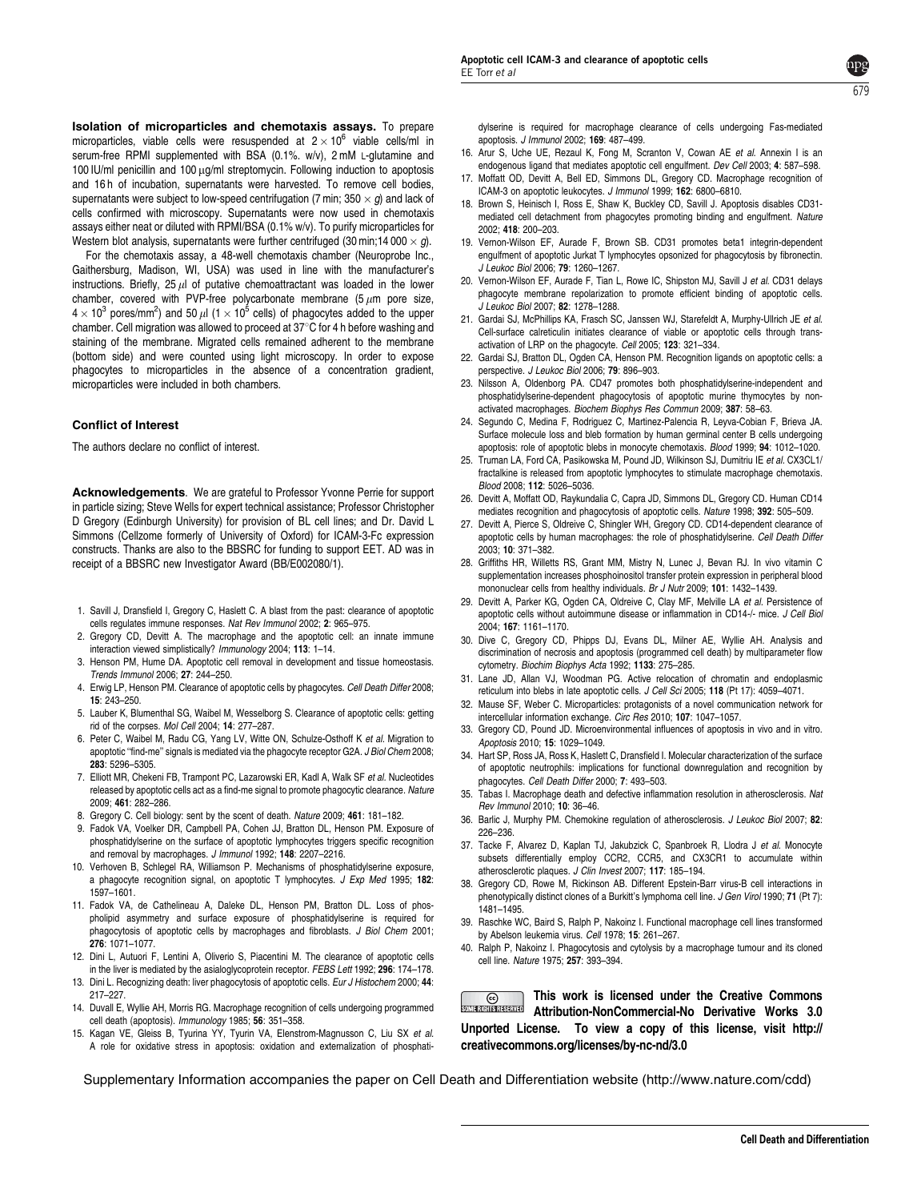**Isolation of microparticles and chemotaxis assays.** To prepare microparticles, viable cells were resuspended at $2 \times 10^6$ viable cells/ml in serum-free RPMI supplemented with BSA (0.1%. w/v), 2 mM L-glutamine and 100 IU/ml penicillin and 100 μg/ml streptomycin. Following induction to apoptosis and 16 h of incubation, supernatants were harvested. To remove cell bodies, supernatants were subject to low-speed centrifugation (7 min; 350 × *g*) and lack of cells confirmed with microscopy. Supernatants were now used in chemotaxis assays either neat or diluted with RPMI/BSA (0.1% w/v). To purify microparticles for Western blot analysis, supernatants were further centrifuged (30 min;14 000 × *g*).

For the chemotaxis assay, a 48-well chemotaxis chamber (Neuroprobe Inc., Gaithersburg, Madison, WI, USA) was used in line with the manufacturer's instructions. Briefly, 25 μl of putative chemoattractant was loaded in the lower chamber, covered with PVP-free polycarbonate membrane (5 μm pore size, $4 \times 10^3$ pores/mm$^2$) and 50 μl ($1 \times 10^5$ cells) of phagocytes added to the upper chamber. Cell migration was allowed to proceed at 37°C for 4 h before washing and staining of the membrane. Migrated cells remained adherent to the membrane (bottom side) and were counted using light microscopy. In order to expose phagocytes to microparticles in the absence of a concentration gradient, microparticles were included in both chambers.

### Conflict of Interest

The authors declare no conflict of interest.

**Acknowledgements**. We are grateful to Professor Yvonne Perrie for support in particle sizing; Steve Wells for expert technical assistance; Professor Christopher D Gregory (Edinburgh University) for provision of BL cell lines; and Dr. David L Simmons (Cellzome formerly of University of Oxford) for ICAM-3-Fc expression constructs. Thanks are also to the BBSRC for funding to support EET. AD was in receipt of a BBSRC new Investigator Award (BB/E002080/1).

1. Savill J, Dransfield I, Gregory C, Haslett C. A blast from the past: clearance of apoptotic cells regulates immune responses. *Nat Rev Immunol* 2002; **2**: 965–975.
2. Gregory CD, Devitt A. The macrophage and the apoptotic cell: an innate immune interaction viewed simplistically? *Immunology* 2004; **113**: 1–14.
3. Henson PM, Hume DA. Apoptotic cell removal in development and tissue homeostasis. *Trends Immunol* 2006; **27**: 244–250.
4. Erwig LP, Henson PM. Clearance of apoptotic cells by phagocytes. *Cell Death Differ* 2008; **15**: 243–250.
5. Lauber K, Blumenthal SG, Waibel M, Wesselborg S. Clearance of apoptotic cells: getting rid of the corpses. *Mol Cell* 2004; **14**: 277–287.
6. Peter C, Waibel M, Radu CG, Yang LV, Witte ON, Schulze-Osthoff K *et al.* Migration to apoptotic "find-me" signals is mediated via the phagocyte receptor G2A. *J Biol Chem* 2008; **283**: 5296–5305.
7. Elliott MR, Chekeni FB, Trampont PC, Lazarowski ER, Kadl A, Walk SF *et al.* Nucleotides released by apoptotic cells act as a find-me signal to promote phagocytic clearance. *Nature* 2009; **461**: 282–286.
8. Gregory C. Cell biology: sent by the scent of death. *Nature* 2009; **461**: 181–182.
9. Fadok VA, Voelker DR, Campbell PA, Cohen JJ, Bratton DL, Henson PM. Exposure of phosphatidylserine on the surface of apoptotic lymphocytes triggers specific recognition and removal by macrophages. *J Immunol* 1992; **148**: 2207–2216.
10. Verhoven B, Schlegel RA, Williamson P. Mechanisms of phosphatidylserine exposure, a phagocyte recognition signal, on apoptotic T lymphocytes. *J Exp Med* 1995; **182**: 1597–1601.
11. Fadok VA, de Cathelineau A, Daleke DL, Henson PM, Bratton DL. Loss of phospholipid asymmetry and surface exposure of phosphatidylserine is required for phagocytosis of apoptotic cells by macrophages and fibroblasts. *J Biol Chem* 2001; **276**: 1071–1077.
12. Dini L, Autuori F, Lentini A, Oliverio S, Piacentini M. The clearance of apoptotic cells in the liver is mediated by the asialoglycoprotein receptor. *FEBS Lett* 1992; **296**: 174–178.
13. Dini L. Recognizing death: liver phagocytosis of apoptotic cells. *Eur J Histochem* 2000; **44**: 217–227.
14. Duvall E, Wyllie AH, Morris RG. Macrophage recognition of cells undergoing programmed cell death (apoptosis). *Immunology* 1985; **56**: 351–358.
15. Kagan VE, Gleiss B, Tyurina YY, Tyurin VA, Elenstrom-Magnusson C, Liu SX *et al.* A role for oxidative stress in apoptosis: oxidation and externalization of phosphatidylserine is required for macrophage clearance of cells undergoing Fas-mediated apoptosis. *J Immunol* 2002; **169**: 487–499.
16. Arur S, Uche UE, Rezaul K, Fong M, Scranton V, Cowan AE *et al.* Annexin I is an endogenous ligand that mediates apoptotic cell engulfment. *Dev Cell* 2003; **4**: 587–598.
17. Moffatt OD, Devitt A, Bell ED, Simmons DL, Gregory CD. Macrophage recognition of ICAM-3 on apoptotic leukocytes. *J Immunol* 1999; **162**: 6800–6810.
18. Brown S, Heinisch I, Ross E, Shaw K, Buckley CD, Savill J. Apoptosis disables CD31-mediated cell detachment from phagocytes promoting binding and engulfment. *Nature* 2002; **418**: 200–203.
19. Vernon-Wilson EF, Aurade F, Brown SB. CD31 promotes beta1 integrin-dependent engulfment of apoptotic Jurkat T lymphocytes opsonized for phagocytosis by fibronectin. *J Leukoc Biol* 2006; **79**: 1260–1267.
20. Vernon-Wilson EF, Aurade F, Tian L, Rowe IC, Shipston MJ, Savill J *et al.* CD31 delays phagocyte membrane repolarization to promote efficient binding of apoptotic cells. *J Leukoc Biol* 2007; **82**: 1278–1288.
21. Gardai SJ, McPhillips KA, Frasch SC, Janssen WJ, Starefeldt A, Murphy-Ullrich JE *et al.* Cell-surface calreticulin initiates clearance of viable or apoptotic cells through trans-activation of LRP on the phagocyte. *Cell* 2005; **123**: 321–334.
22. Gardai SJ, Bratton DL, Ogden CA, Henson PM. Recognition ligands on apoptotic cells: a perspective. *J Leukoc Biol* 2006; **79**: 896–903.
23. Nilsson A, Oldenborg PA. CD47 promotes both phosphatidylserine-independent and phosphatidylserine-dependent phagocytosis of apoptotic murine thymocytes by non-activated macrophages. *Biochem Biophys Res Commun* 2009; **387**: 58–63.
24. Segundo C, Medina F, Rodriguez C, Martinez-Palencia R, Leyva-Cobian F, Brieva JA. Surface molecule loss and bleb formation by human germinal center B cells undergoing apoptosis: role of apoptotic blebs in monocyte chemotaxis. *Blood* 1999; **94**: 1012–1020.
25. Truman LA, Ford CA, Pasikowska M, Pound JD, Wilkinson SJ, Dumitriu IE *et al.* CX3CL1/fractalkine is released from apoptotic lymphocytes to stimulate macrophage chemotaxis. *Blood* 2008; **112**: 5026–5036.
26. Devitt A, Moffatt OD, Raykundalia C, Capra JD, Simmons DL, Gregory CD. Human CD14 mediates recognition and phagocytosis of apoptotic cells. *Nature* 1998; **392**: 505–509.
27. Devitt A, Pierce S, Oldreive C, Shingler WH, Gregory CD. CD14-dependent clearance of apoptotic cells by human macrophages: the role of phosphatidylserine. *Cell Death Differ* 2003; **10**: 371–382.
28. Griffiths HR, Willetts RS, Grant MM, Mistry N, Lunec J, Bevan RJ. In vivo vitamin C supplementation increases phosphoinositol transfer protein expression in peripheral blood mononuclear cells from healthy individuals. *Br J Nutr* 2009; **101**: 1432–1439.
29. Devitt A, Parker KG, Ogden CA, Oldreive C, Clay MF, Melville LA *et al.* Persistence of apoptotic cells without autoimmune disease or inflammation in CD14-/- mice. *J Cell Biol* 2004; **167**: 1161–1170.
30. Dive C, Gregory CD, Phipps DJ, Evans DL, Milner AE, Wyllie AH. Analysis and discrimination of necrosis and apoptosis (programmed cell death) by multiparameter flow cytometry. *Biochim Biophys Acta* 1992; **1133**: 275–285.
31. Lane JD, Allan VJ, Woodman PG. Active relocation of chromatin and endoplasmic reticulum into blebs in late apoptotic cells. *J Cell Sci* 2005; **118** (Pt 17): 4059–4071.
32. Mause SF, Weber C. Microparticles: protagonists of a novel communication network for intercellular information exchange. *Circ Res* 2010; **107**: 1047–1057.
33. Gregory CD, Pound JD. Microenvironmental influences of apoptosis in vivo and in vitro. *Apoptosis* 2010; **15**: 1029–1049.
34. Hart SP, Ross JA, Ross K, Haslett C, Dransfield I. Molecular characterization of the surface of apoptotic neutrophils: implications for functional downregulation and recognition by phagocytes. *Cell Death Differ* 2000; **7**: 493–503.
35. Tabas I. Macrophage death and defective inflammation resolution in atherosclerosis. *Nat Rev Immunol* 2010; **10**: 36–46.
36. Barlic J, Murphy PM. Chemokine regulation of atherosclerosis. *J Leukoc Biol* 2007; **82**: 226–236.
37. Tacke F, Alvarez D, Kaplan TJ, Jakubzick C, Spanbroek R, Llodra J *et al.* Monocyte subsets differentially employ CCR2, CCR5, and CX3CR1 to accumulate within atherosclerotic plaques. *J Clin Invest* 2007; **117**: 185–194.
38. Gregory CD, Rowe M, Rickinson AB. Different Epstein-Barr virus-B cell interactions in phenotypically distinct clones of a Burkitt's lymphoma cell line. *J Gen Virol* 1990; **71** (Pt 7): 1481–1495.
39. Raschke WC, Baird S, Ralph P, Nakoinz I. Functional macrophage cell lines transformed by Abelson leukemia virus. *Cell* 1978; **15**: 261–267.
40. Ralph P, Nakoinz I. Phagocytosis and cytolysis by a macrophage tumour and its cloned cell line. *Nature* 1975; **257**: 393–394.

**This work is licensed under the Creative Commons Attribution-NonCommercial-No Derivative Works 3.0 Unported License. To view a copy of this license, visit http://creativecommons.org/licenses/by-nc-nd/3.0**

Supplementary Information accompanies the paper on Cell Death and Differentiation website (http://www.nature.com/cdd)